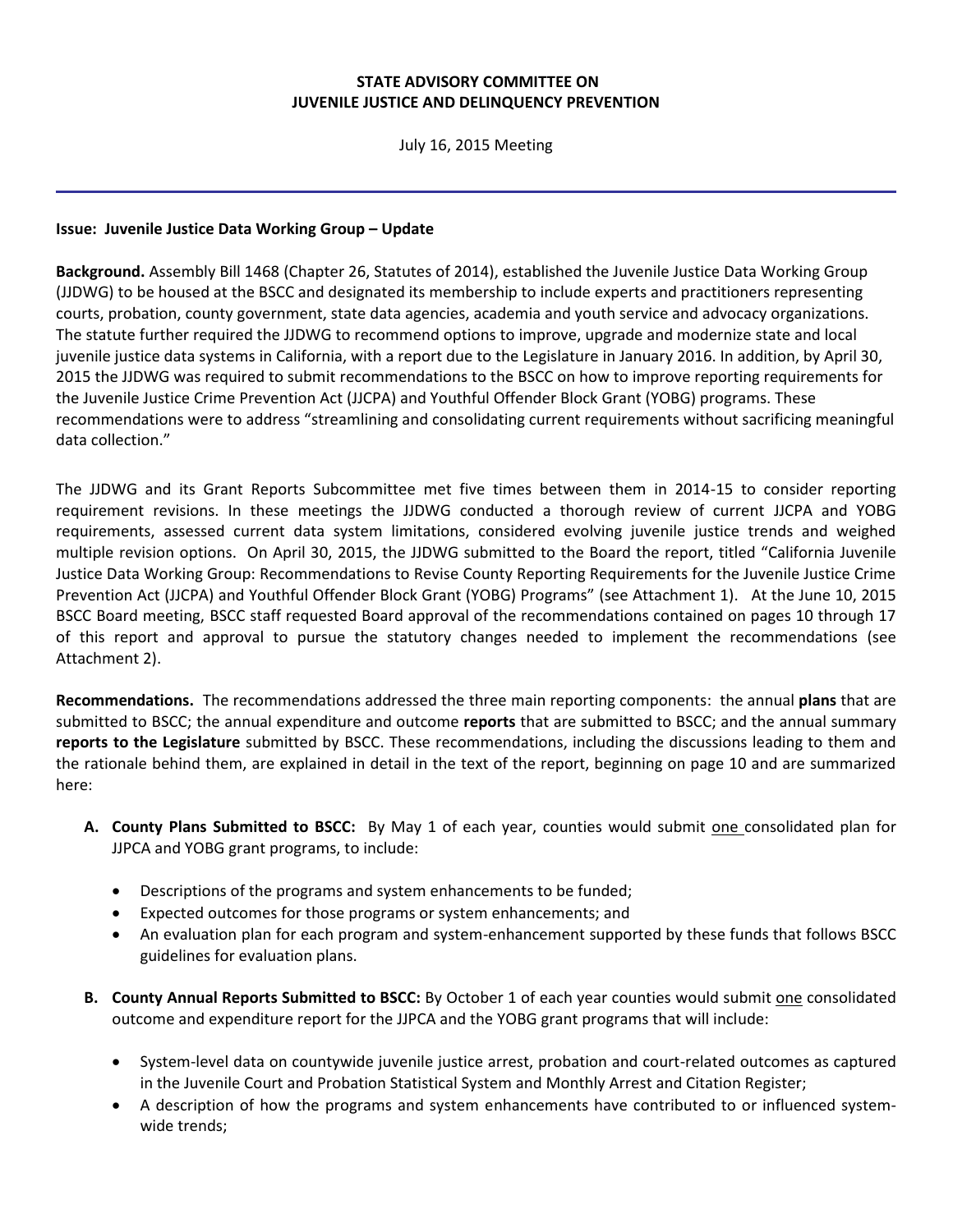**STATE ADVISORY COMMITTEE ON**
**JUVENILE JUSTICE AND DELINQUENCY PREVENTION**

July 16, 2015 Meeting

---

**Issue: Juvenile Justice Data Working Group – Update**

**Background.** Assembly Bill 1468 (Chapter 26, Statutes of 2014), established the Juvenile Justice Data Working Group (JJDWG) to be housed at the BSCC and designated its membership to include experts and practitioners representing courts, probation, county government, state data agencies, academia and youth service and advocacy organizations. The statute further required the JJDWG to recommend options to improve, upgrade and modernize state and local juvenile justice data systems in California, with a report due to the Legislature in January 2016. In addition, by April 30, 2015 the JJDWG was required to submit recommendations to the BSCC on how to improve reporting requirements for the Juvenile Justice Crime Prevention Act (JJCPA) and Youthful Offender Block Grant (YOBG) programs. These recommendations were to address "streamlining and consolidating current requirements without sacrificing meaningful data collection."

The JJDWG and its Grant Reports Subcommittee met five times between them in 2014-15 to consider reporting requirement revisions. In these meetings the JJDWG conducted a thorough review of current JJCPA and YOBG requirements, assessed current data system limitations, considered evolving juvenile justice trends and weighed multiple revision options. On April 30, 2015, the JJDWG submitted to the Board the report, titled "California Juvenile Justice Data Working Group: Recommendations to Revise County Reporting Requirements for the Juvenile Justice Crime Prevention Act (JJCPA) and Youthful Offender Block Grant (YOBG) Programs" (see Attachment 1). At the June 10, 2015 BSCC Board meeting, BSCC staff requested Board approval of the recommendations contained on pages 10 through 17 of this report and approval to pursue the statutory changes needed to implement the recommendations (see Attachment 2).

**Recommendations.** The recommendations addressed the three main reporting components: the annual **plans** that are submitted to BSCC; the annual expenditure and outcome **reports** that are submitted to BSCC; and the annual summary **reports to the Legislature** submitted by BSCC. These recommendations, including the discussions leading to them and the rationale behind them, are explained in detail in the text of the report, beginning on page 10 and are summarized here:

**A. County Plans Submitted to BSCC:** By May 1 of each year, counties would submit <u>one</u> consolidated plan for JJPCA and YOBG grant programs, to include:

- Descriptions of the programs and system enhancements to be funded;
- Expected outcomes for those programs or system enhancements; and
- An evaluation plan for each program and system-enhancement supported by these funds that follows BSCC guidelines for evaluation plans.

**B. County Annual Reports Submitted to BSCC:** By October 1 of each year counties would submit <u>one</u> consolidated outcome and expenditure report for the JJPCA and the YOBG grant programs that will include:

- System-level data on countywide juvenile justice arrest, probation and court-related outcomes as captured in the Juvenile Court and Probation Statistical System and Monthly Arrest and Citation Register;
- A description of how the programs and system enhancements have contributed to or influenced system-wide trends;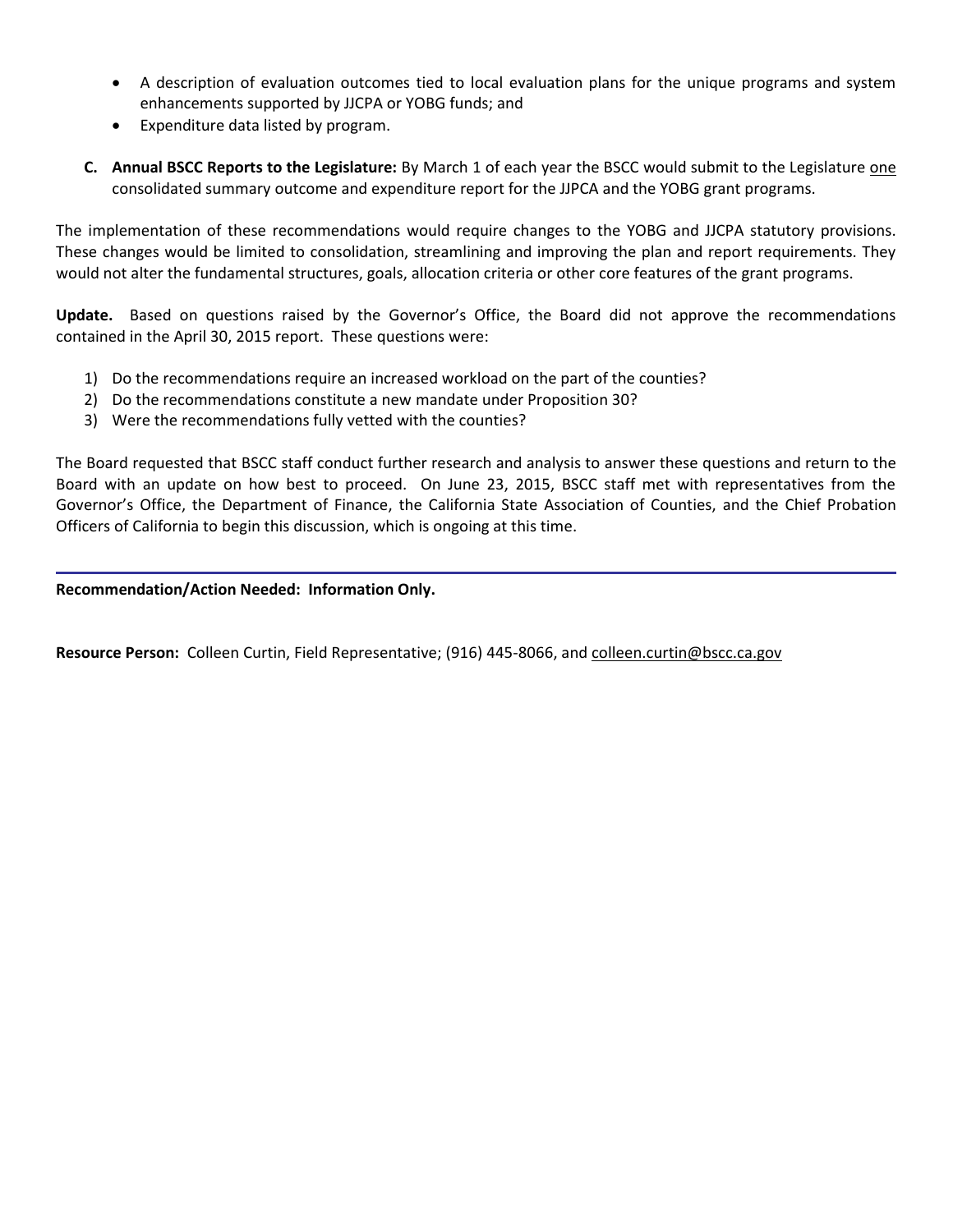- A description of evaluation outcomes tied to local evaluation plans for the unique programs and system enhancements supported by JJCPA or YOBG funds; and
- Expenditure data listed by program.

C. **Annual BSCC Reports to the Legislature:** By March 1 of each year the BSCC would submit to the Legislature one consolidated summary outcome and expenditure report for the JJPCA and the YOBG grant programs.

The implementation of these recommendations would require changes to the YOBG and JJCPA statutory provisions. These changes would be limited to consolidation, streamlining and improving the plan and report requirements. They would not alter the fundamental structures, goals, allocation criteria or other core features of the grant programs.

**Update.** Based on questions raised by the Governor's Office, the Board did not approve the recommendations contained in the April 30, 2015 report. These questions were:

1) Do the recommendations require an increased workload on the part of the counties?
2) Do the recommendations constitute a new mandate under Proposition 30?
3) Were the recommendations fully vetted with the counties?

The Board requested that BSCC staff conduct further research and analysis to answer these questions and return to the Board with an update on how best to proceed. On June 23, 2015, BSCC staff met with representatives from the Governor's Office, the Department of Finance, the California State Association of Counties, and the Chief Probation Officers of California to begin this discussion, which is ongoing at this time.

---

**Recommendation/Action Needed: Information Only.**

**Resource Person:** Colleen Curtin, Field Representative; (916) 445-8066, and colleen.curtin@bscc.ca.gov